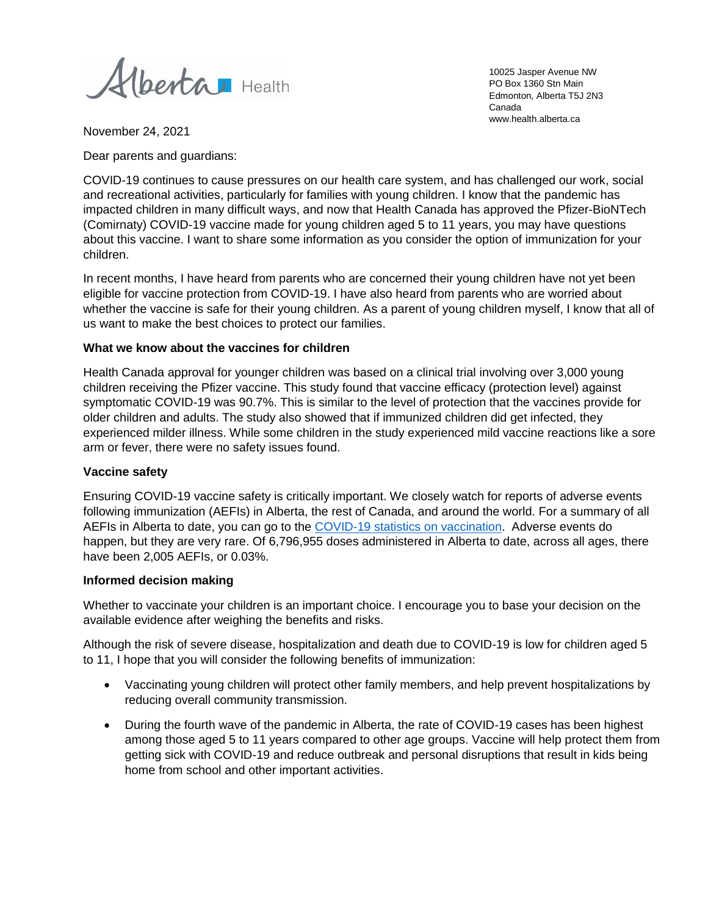Alberta Health

10025 Jasper Avenue NW
PO Box 1360 Stn Main
Edmonton, Alberta T5J 2N3
Canada
www.health.alberta.ca

November 24, 2021

Dear parents and guardians:

COVID-19 continues to cause pressures on our health care system, and has challenged our work, social and recreational activities, particularly for families with young children. I know that the pandemic has impacted children in many difficult ways, and now that Health Canada has approved the Pfizer-BioNTech (Comirnaty) COVID-19 vaccine made for young children aged 5 to 11 years, you may have questions about this vaccine. I want to share some information as you consider the option of immunization for your children.

In recent months, I have heard from parents who are concerned their young children have not yet been eligible for vaccine protection from COVID-19. I have also heard from parents who are worried about whether the vaccine is safe for their young children. As a parent of young children myself, I know that all of us want to make the best choices to protect our families.

**What we know about the vaccines for children**

Health Canada approval for younger children was based on a clinical trial involving over 3,000 young children receiving the Pfizer vaccine. This study found that vaccine efficacy (protection level) against symptomatic COVID-19 was 90.7%. This is similar to the level of protection that the vaccines provide for older children and adults. The study also showed that if immunized children did get infected, they experienced milder illness. While some children in the study experienced mild vaccine reactions like a sore arm or fever, there were no safety issues found.

**Vaccine safety**

Ensuring COVID-19 vaccine safety is critically important. We closely watch for reports of adverse events following immunization (AEFIs) in Alberta, the rest of Canada, and around the world. For a summary of all AEFIs in Alberta to date, you can go to the [COVID-19 statistics on vaccination](). Adverse events do happen, but they are very rare. Of 6,796,955 doses administered in Alberta to date, across all ages, there have been 2,005 AEFIs, or 0.03%.

**Informed decision making**

Whether to vaccinate your children is an important choice. I encourage you to base your decision on the available evidence after weighing the benefits and risks.

Although the risk of severe disease, hospitalization and death due to COVID-19 is low for children aged 5 to 11, I hope that you will consider the following benefits of immunization:

- Vaccinating young children will protect other family members, and help prevent hospitalizations by reducing overall community transmission.
- During the fourth wave of the pandemic in Alberta, the rate of COVID-19 cases has been highest among those aged 5 to 11 years compared to other age groups. Vaccine will help protect them from getting sick with COVID-19 and reduce outbreak and personal disruptions that result in kids being home from school and other important activities.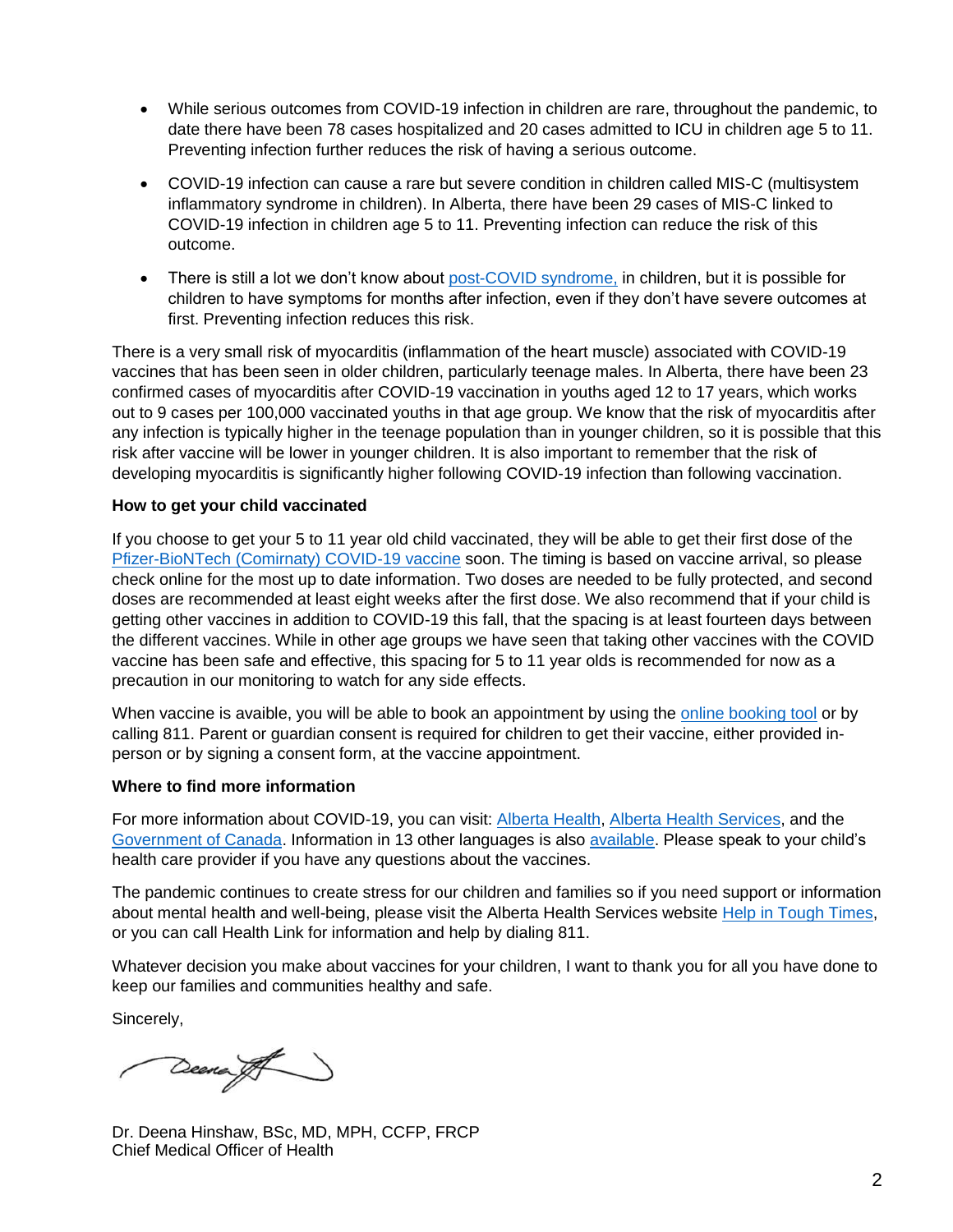- While serious outcomes from COVID-19 infection in children are rare, throughout the pandemic, to date there have been 78 cases hospitalized and 20 cases admitted to ICU in children age 5 to 11. Preventing infection further reduces the risk of having a serious outcome.
- COVID-19 infection can cause a rare but severe condition in children called MIS-C (multisystem inflammatory syndrome in children). In Alberta, there have been 29 cases of MIS-C linked to COVID-19 infection in children age 5 to 11. Preventing infection can reduce the risk of this outcome.
- There is still a lot we don't know about post-COVID syndrome, in children, but it is possible for children to have symptoms for months after infection, even if they don't have severe outcomes at first. Preventing infection reduces this risk.

There is a very small risk of myocarditis (inflammation of the heart muscle) associated with COVID-19 vaccines that has been seen in older children, particularly teenage males. In Alberta, there have been 23 confirmed cases of myocarditis after COVID-19 vaccination in youths aged 12 to 17 years, which works out to 9 cases per 100,000 vaccinated youths in that age group. We know that the risk of myocarditis after any infection is typically higher in the teenage population than in younger children, so it is possible that this risk after vaccine will be lower in younger children. It is also important to remember that the risk of developing myocarditis is significantly higher following COVID-19 infection than following vaccination.

**How to get your child vaccinated**

If you choose to get your 5 to 11 year old child vaccinated, they will be able to get their first dose of the Pfizer-BioNTech (Comirnaty) COVID-19 vaccine soon. The timing is based on vaccine arrival, so please check online for the most up to date information. Two doses are needed to be fully protected, and second doses are recommended at least eight weeks after the first dose. We also recommend that if your child is getting other vaccines in addition to COVID-19 this fall, that the spacing is at least fourteen days between the different vaccines. While in other age groups we have seen that taking other vaccines with the COVID vaccine has been safe and effective, this spacing for 5 to 11 year olds is recommended for now as a precaution in our monitoring to watch for any side effects.

When vaccine is avaible, you will be able to book an appointment by using the online booking tool or by calling 811. Parent or guardian consent is required for children to get their vaccine, either provided in-person or by signing a consent form, at the vaccine appointment.

**Where to find more information**

For more information about COVID-19, you can visit: Alberta Health, Alberta Health Services, and the Government of Canada. Information in 13 other languages is also available. Please speak to your child's health care provider if you have any questions about the vaccines.

The pandemic continues to create stress for our children and families so if you need support or information about mental health and well-being, please visit the Alberta Health Services website Help in Tough Times, or you can call Health Link for information and help by dialing 811.

Whatever decision you make about vaccines for your children, I want to thank you for all you have done to keep our families and communities healthy and safe.

Sincerely,

Dr. Deena Hinshaw, BSc, MD, MPH, CCFP, FRCP
Chief Medical Officer of Health